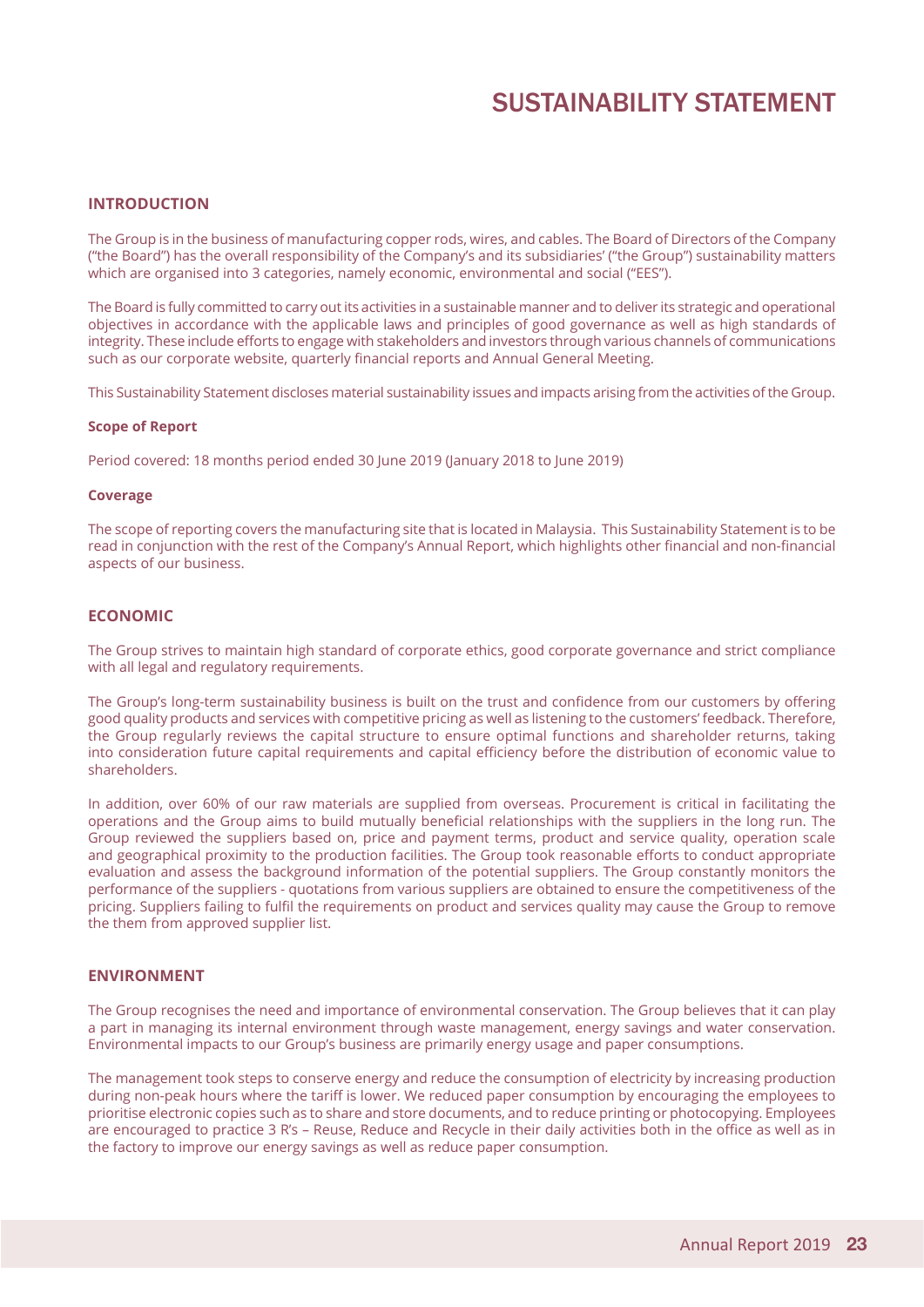# SUSTAINABILITY STATEMENT

## INTRODUCTION

The Group is in the business of manufacturing copper rods, wires, and cables. The Board of Directors of the Company ("the Board") has the overall responsibility of the Company's and its subsidiaries' ("the Group") sustainability matters which are organised into 3 categories, namely economic, environmental and social ("EES").

The Board is fully committed to carry out its activities in a sustainable manner and to deliver its strategic and operational objectives in accordance with the applicable laws and principles of good governance as well as high standards of integrity. These include efforts to engage with stakeholders and investors through various channels of communications such as our corporate website, quarterly financial reports and Annual General Meeting.

This Sustainability Statement discloses material sustainability issues and impacts arising from the activities of the Group.

### Scope of Report

Period covered: 18 months period ended 30 June 2019 (January 2018 to June 2019)

### Coverage

The scope of reporting covers the manufacturing site that is located in Malaysia. This Sustainability Statement is to be read in conjunction with the rest of the Company's Annual Report, which highlights other financial and non-financial aspects of our business.

## ECONOMIC

The Group strives to maintain high standard of corporate ethics, good corporate governance and strict compliance with all legal and regulatory requirements.

The Group's long-term sustainability business is built on the trust and confidence from our customers by offering good quality products and services with competitive pricing as well as listening to the customers' feedback. Therefore, the Group regularly reviews the capital structure to ensure optimal functions and shareholder returns, taking into consideration future capital requirements and capital efficiency before the distribution of economic value to shareholders.

In addition, over 60% of our raw materials are supplied from overseas. Procurement is critical in facilitating the operations and the Group aims to build mutually beneficial relationships with the suppliers in the long run. The Group reviewed the suppliers based on, price and payment terms, product and service quality, operation scale and geographical proximity to the production facilities. The Group took reasonable efforts to conduct appropriate evaluation and assess the background information of the potential suppliers. The Group constantly monitors the performance of the suppliers - quotations from various suppliers are obtained to ensure the competitiveness of the pricing. Suppliers failing to fulfil the requirements on product and services quality may cause the Group to remove the them from approved supplier list.

## ENVIRONMENT

The Group recognises the need and importance of environmental conservation. The Group believes that it can play a part in managing its internal environment through waste management, energy savings and water conservation. Environmental impacts to our Group's business are primarily energy usage and paper consumptions.

The management took steps to conserve energy and reduce the consumption of electricity by increasing production during non-peak hours where the tariff is lower. We reduced paper consumption by encouraging the employees to prioritise electronic copies such as to share and store documents, and to reduce printing or photocopying. Employees are encouraged to practice 3 R's – Reuse, Reduce and Recycle in their daily activities both in the office as well as in the factory to improve our energy savings as well as reduce paper consumption.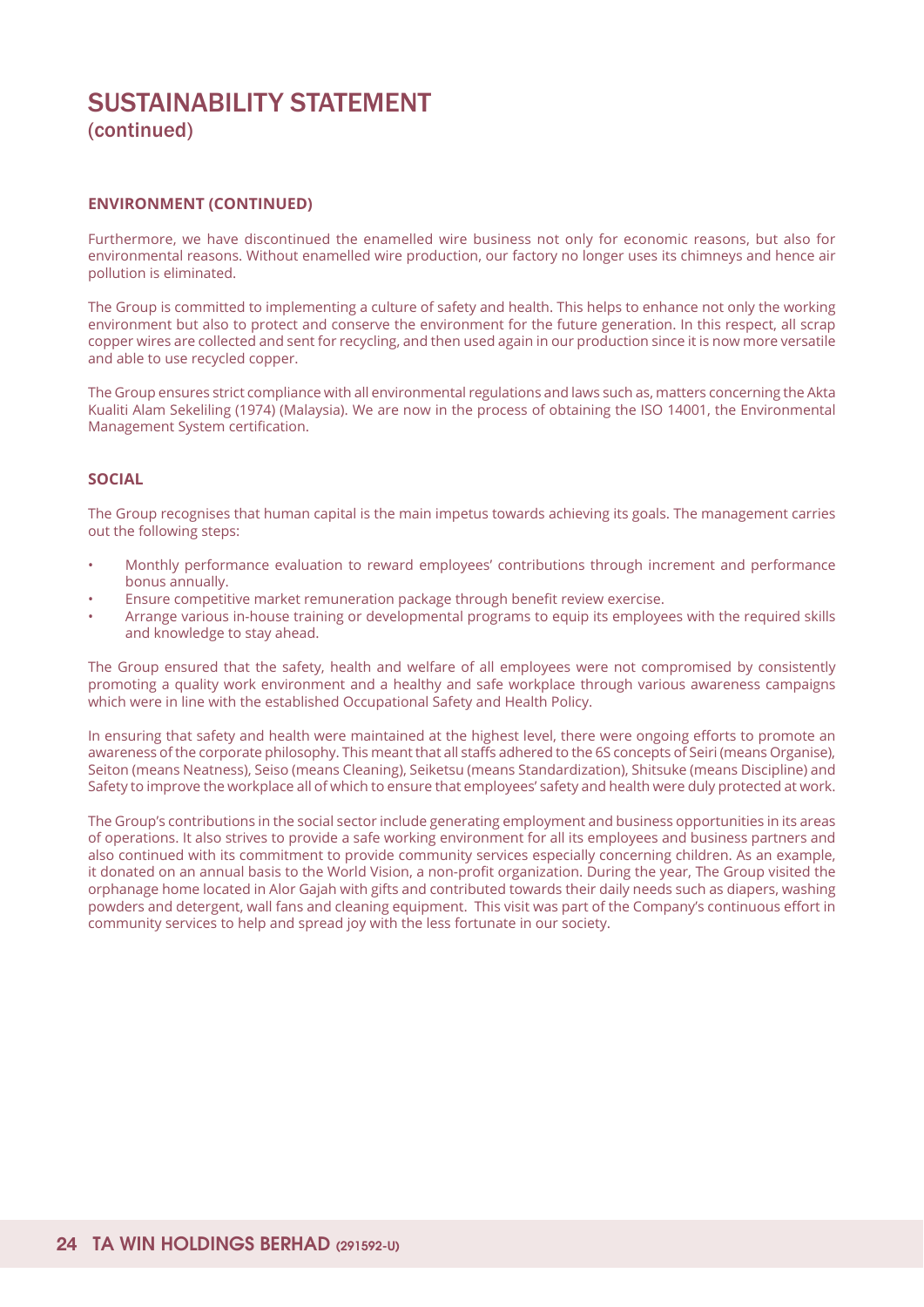# SUSTAINABILITY STATEMENT
(continued)

### ENVIRONMENT (CONTINUED)

Furthermore, we have discontinued the enamelled wire business not only for economic reasons, but also for environmental reasons. Without enamelled wire production, our factory no longer uses its chimneys and hence air pollution is eliminated.

The Group is committed to implementing a culture of safety and health. This helps to enhance not only the working environment but also to protect and conserve the environment for the future generation. In this respect, all scrap copper wires are collected and sent for recycling, and then used again in our production since it is now more versatile and able to use recycled copper.

The Group ensures strict compliance with all environmental regulations and laws such as, matters concerning the Akta Kualiti Alam Sekeliling (1974) (Malaysia). We are now in the process of obtaining the ISO 14001, the Environmental Management System certification.

### SOCIAL

The Group recognises that human capital is the main impetus towards achieving its goals. The management carries out the following steps:

- Monthly performance evaluation to reward employees' contributions through increment and performance bonus annually.
- Ensure competitive market remuneration package through benefit review exercise.
- Arrange various in-house training or developmental programs to equip its employees with the required skills and knowledge to stay ahead.

The Group ensured that the safety, health and welfare of all employees were not compromised by consistently promoting a quality work environment and a healthy and safe workplace through various awareness campaigns which were in line with the established Occupational Safety and Health Policy.

In ensuring that safety and health were maintained at the highest level, there were ongoing efforts to promote an awareness of the corporate philosophy. This meant that all staffs adhered to the 6S concepts of Seiri (means Organise), Seiton (means Neatness), Seiso (means Cleaning), Seiketsu (means Standardization), Shitsuke (means Discipline) and Safety to improve the workplace all of which to ensure that employees' safety and health were duly protected at work.

The Group's contributions in the social sector include generating employment and business opportunities in its areas of operations. It also strives to provide a safe working environment for all its employees and business partners and also continued with its commitment to provide community services especially concerning children. As an example, it donated on an annual basis to the World Vision, a non-profit organization. During the year, The Group visited the orphanage home located in Alor Gajah with gifts and contributed towards their daily needs such as diapers, washing powders and detergent, wall fans and cleaning equipment. This visit was part of the Company's continuous effort in community services to help and spread joy with the less fortunate in our society.